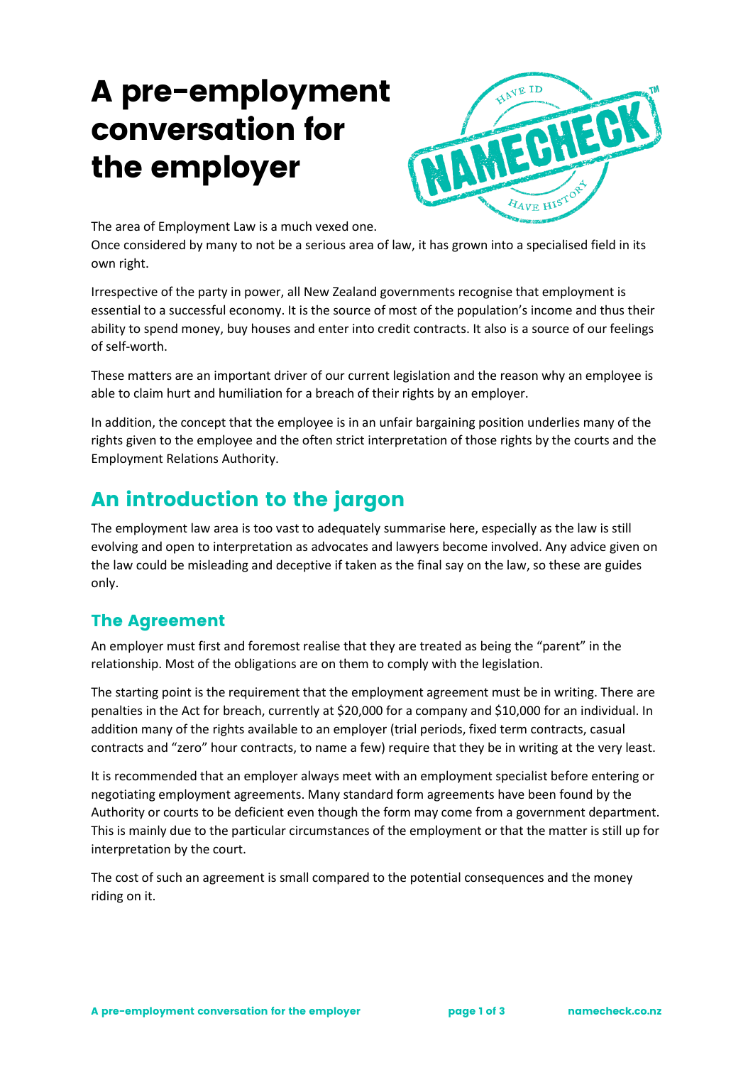# A pre-employment conversation for the employer

The area of Employment Law is a much vexed one.
Once considered by many to not be a serious area of law, it has grown into a specialised field in its own right.

Irrespective of the party in power, all New Zealand governments recognise that employment is essential to a successful economy. It is the source of most of the population's income and thus their ability to spend money, buy houses and enter into credit contracts. It also is a source of our feelings of self-worth.

These matters are an important driver of our current legislation and the reason why an employee is able to claim hurt and humiliation for a breach of their rights by an employer.

In addition, the concept that the employee is in an unfair bargaining position underlies many of the rights given to the employee and the often strict interpretation of those rights by the courts and the Employment Relations Authority.

## An introduction to the jargon

The employment law area is too vast to adequately summarise here, especially as the law is still evolving and open to interpretation as advocates and lawyers become involved. Any advice given on the law could be misleading and deceptive if taken as the final say on the law, so these are guides only.

### The Agreement

An employer must first and foremost realise that they are treated as being the "parent" in the relationship. Most of the obligations are on them to comply with the legislation.

The starting point is the requirement that the employment agreement must be in writing. There are penalties in the Act for breach, currently at $20,000 for a company and $10,000 for an individual. In addition many of the rights available to an employer (trial periods, fixed term contracts, casual contracts and "zero" hour contracts, to name a few) require that they be in writing at the very least.

It is recommended that an employer always meet with an employment specialist before entering or negotiating employment agreements. Many standard form agreements have been found by the Authority or courts to be deficient even though the form may come from a government department. This is mainly due to the particular circumstances of the employment or that the matter is still up for interpretation by the court.

The cost of such an agreement is small compared to the potential consequences and the money riding on it.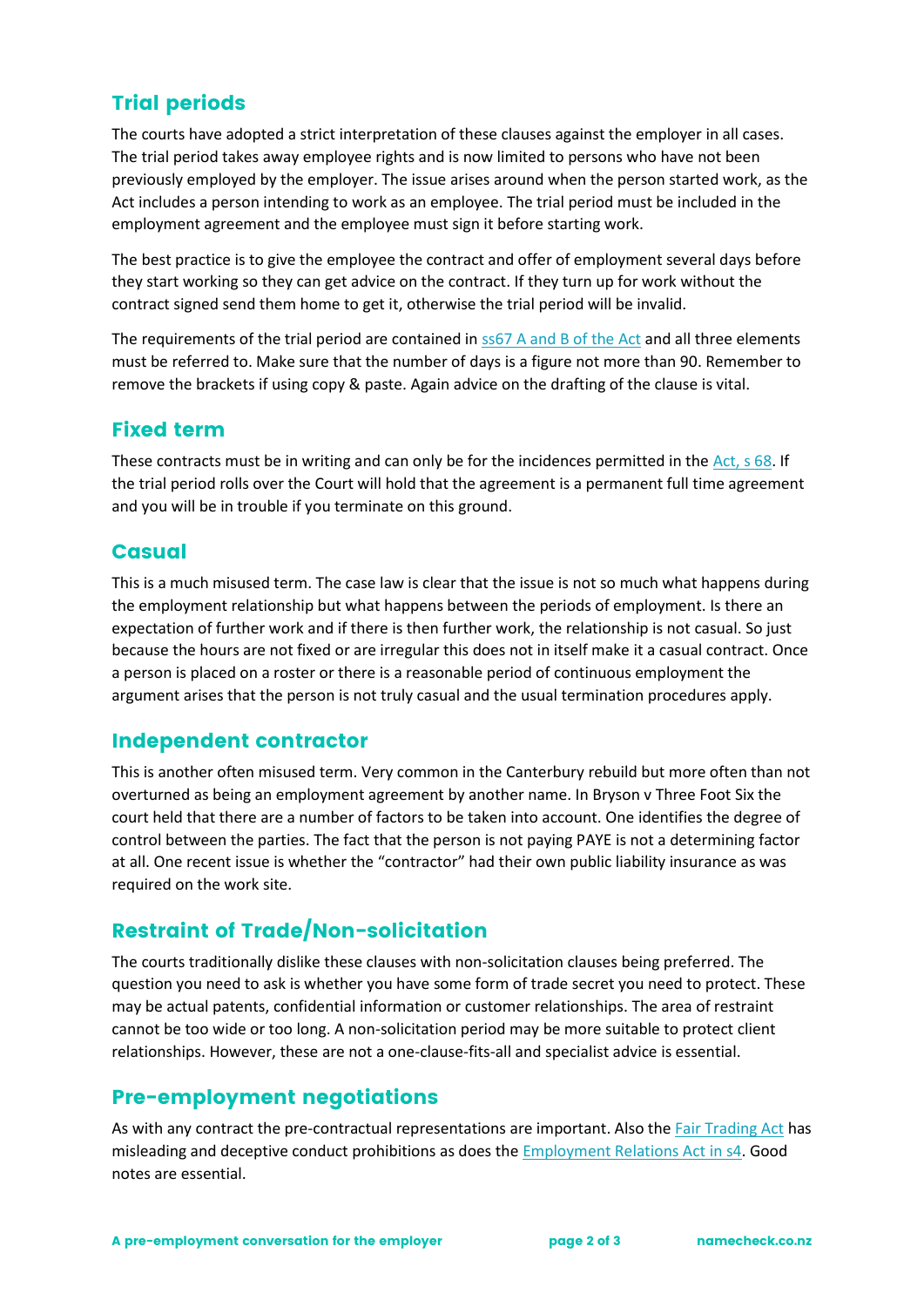## Trial periods

The courts have adopted a strict interpretation of these clauses against the employer in all cases. The trial period takes away employee rights and is now limited to persons who have not been previously employed by the employer. The issue arises around when the person started work, as the Act includes a person intending to work as an employee. The trial period must be included in the employment agreement and the employee must sign it before starting work.

The best practice is to give the employee the contract and offer of employment several days before they start working so they can get advice on the contract. If they turn up for work without the contract signed send them home to get it, otherwise the trial period will be invalid.

The requirements of the trial period are contained in [ss67 A and B of the Act] and all three elements must be referred to. Make sure that the number of days is a figure not more than 90. Remember to remove the brackets if using copy & paste. Again advice on the drafting of the clause is vital.

## Fixed term

These contracts must be in writing and can only be for the incidences permitted in the [Act, s 68]. If the trial period rolls over the Court will hold that the agreement is a permanent full time agreement and you will be in trouble if you terminate on this ground.

## Casual

This is a much misused term. The case law is clear that the issue is not so much what happens during the employment relationship but what happens between the periods of employment. Is there an expectation of further work and if there is then further work, the relationship is not casual. So just because the hours are not fixed or are irregular this does not in itself make it a casual contract. Once a person is placed on a roster or there is a reasonable period of continuous employment the argument arises that the person is not truly casual and the usual termination procedures apply.

## Independent contractor

This is another often misused term. Very common in the Canterbury rebuild but more often than not overturned as being an employment agreement by another name. In Bryson v Three Foot Six the court held that there are a number of factors to be taken into account. One identifies the degree of control between the parties. The fact that the person is not paying PAYE is not a determining factor at all. One recent issue is whether the "contractor" had their own public liability insurance as was required on the work site.

## Restraint of Trade/Non-solicitation

The courts traditionally dislike these clauses with non-solicitation clauses being preferred. The question you need to ask is whether you have some form of trade secret you need to protect. These may be actual patents, confidential information or customer relationships. The area of restraint cannot be too wide or too long. A non-solicitation period may be more suitable to protect client relationships. However, these are not a one-clause-fits-all and specialist advice is essential.

## Pre-employment negotiations

As with any contract the pre-contractual representations are important. Also the [Fair Trading Act] has misleading and deceptive conduct prohibitions as does the [Employment Relations Act in s4]. Good notes are essential.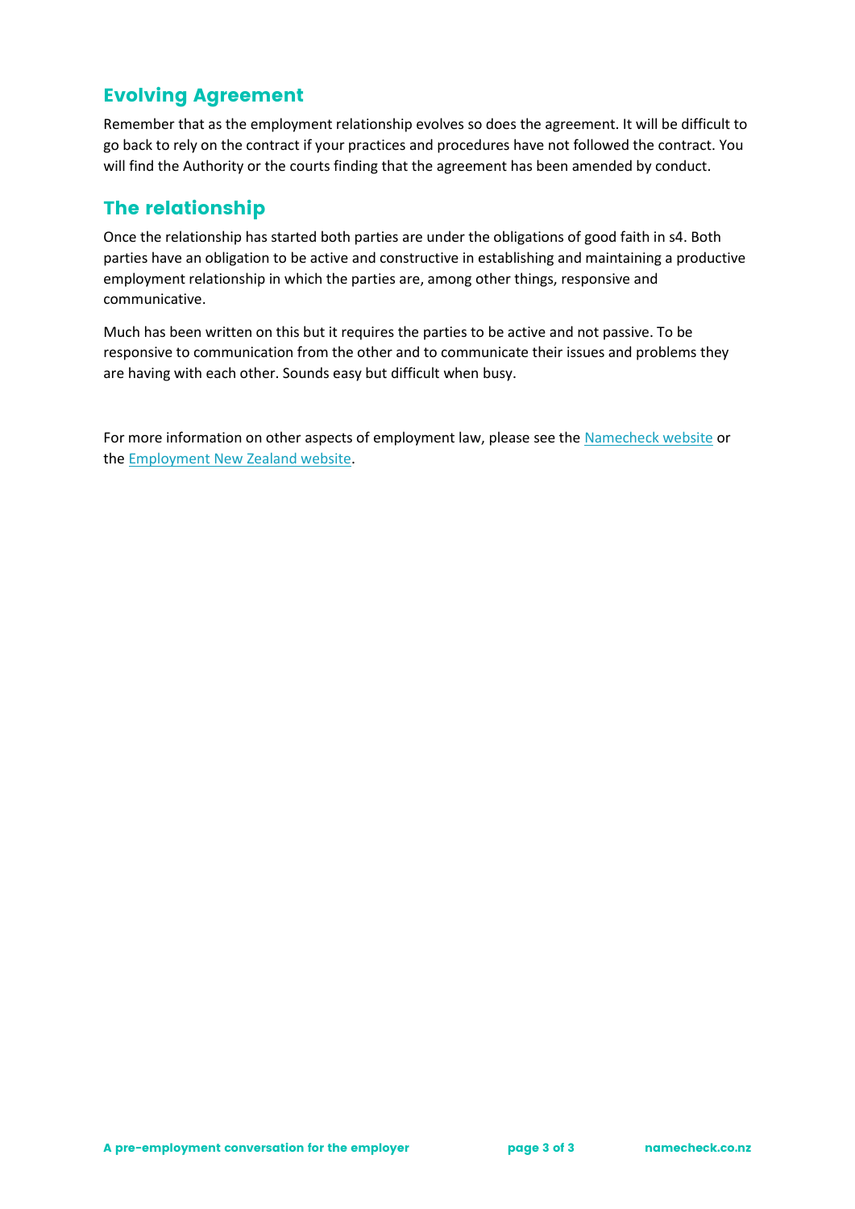## Evolving Agreement

Remember that as the employment relationship evolves so does the agreement. It will be difficult to go back to rely on the contract if your practices and procedures have not followed the contract. You will find the Authority or the courts finding that the agreement has been amended by conduct.

## The relationship

Once the relationship has started both parties are under the obligations of good faith in s4. Both parties have an obligation to be active and constructive in establishing and maintaining a productive employment relationship in which the parties are, among other things, responsive and communicative.

Much has been written on this but it requires the parties to be active and not passive. To be responsive to communication from the other and to communicate their issues and problems they are having with each other. Sounds easy but difficult when busy.

For more information on other aspects of employment law, please see the Namecheck website or the Employment New Zealand website.